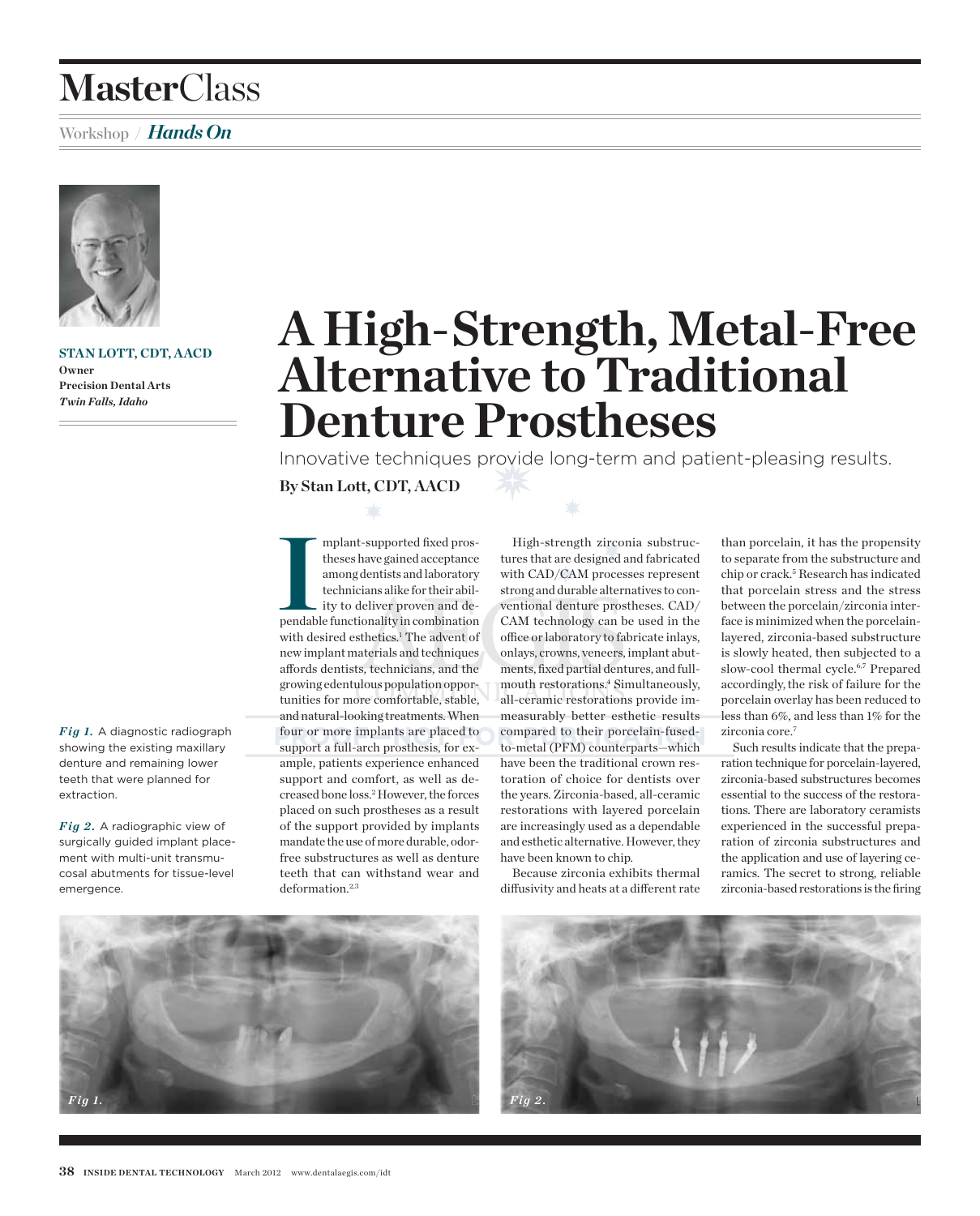# MasterClass

Workshop / ***Hands On***

**STAN LOTT, CDT, AACD**
**Owner**
**Precision Dental Arts**
***Twin Falls, Idaho***

# A High-Strength, Metal-Free Alternative to Traditional Denture Prostheses

Innovative techniques provide long-term and patient-pleasing results.

**By Stan Lott, CDT, AACD**

Implant-supported fixed prostheses have gained acceptance among dentists and laboratory technicians alike for their ability to deliver proven and dependable functionality in combination with desired esthetics.[1] The advent of new implant materials and techniques affords dentists, technicians, and the growing edentulous population opportunities for more comfortable, stable, and natural-looking treatments. When four or more implants are placed to support a full-arch prosthesis, for example, patients experience enhanced support and comfort, as well as decreased bone loss.[2] However, the forces placed on such prostheses as a result of the support provided by implants mandate the use of more durable, odor-free substructures as well as denture teeth that can withstand wear and deformation.[2,3]

High-strength zirconia substructures that are designed and fabricated with CAD/CAM processes represent strong and durable alternatives to conventional denture prostheses. CAD/CAM technology can be used in the office or laboratory to fabricate inlays, onlays, crowns, veneers, implant abutments, fixed partial dentures, and full-mouth restorations.[4] Simultaneously, all-ceramic restorations provide immeasurably better esthetic results compared to their porcelain-fused-to-metal (PFM) counterparts—which have been the traditional crown restoration of choice for dentists over the years. Zirconia-based, all-ceramic restorations with layered porcelain are increasingly used as a dependable and esthetic alternative. However, they have been known to chip.

Because zirconia exhibits thermal diffusivity and heats at a different rate than porcelain, it has the propensity to separate from the substructure and chip or crack.[5] Research has indicated that porcelain stress and the stress between the porcelain/zirconia interface is minimized when the porcelain-layered, zirconia-based substructure is slowly heated, then subjected to a slow-cool thermal cycle.[6,7] Prepared accordingly, the risk of failure for the porcelain overlay has been reduced to less than 6%, and less than 1% for the zirconia core.[7]

Such results indicate that the preparation technique for porcelain-layered, zirconia-based substructures becomes essential to the success of the restorations. There are laboratory ceramists experienced in the successful preparation of zirconia substructures and the application and use of layering ceramics. The secret to strong, reliable zirconia-based restorations is the firing

***Fig 1.*** A diagnostic radiograph showing the existing maxillary denture and remaining lower teeth that were planned for extraction.

***Fig 2.*** A radiographic view of surgically guided implant placement with multi-unit transmucosal abutments for tissue-level emergence.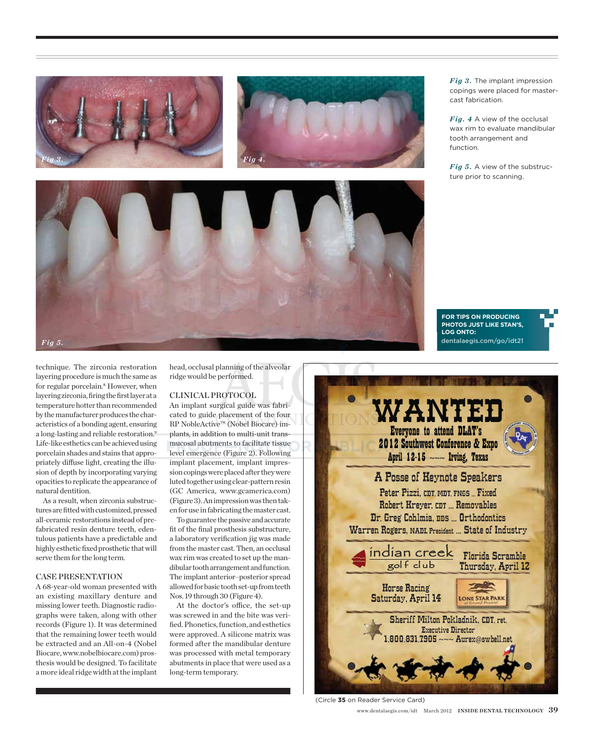*Fig 3.* The implant impression copings were placed for master-cast fabrication.

*Fig. 4* A view of the occlusal wax rim to evaluate mandibular tooth arrangement and function.

*Fig 5.* A view of the substructure prior to scanning.

**FOR TIPS ON PRODUCING PHOTOS JUST LIKE STAN'S, LOG ONTO:** dentalaegis.com/go/idt21

technique. The zirconia restoration layering procedure is much the same as for regular porcelain.[8] However, when layering zirconia, firing the first layer at a temperature hotter than recommended by the manufacturer produces the characteristics of a bonding agent, ensuring a long-lasting and reliable restoration.[9] Life-like esthetics can be achieved using porcelain shades and stains that appropriately diffuse light, creating the illusion of depth by incorporating varying opacities to replicate the appearance of natural dentition.

As a result, when zirconia substructures are fitted with customized, pressed all-ceramic restorations instead of prefabricated resin denture teeth, edentulous patients have a predictable and highly esthetic fixed prosthetic that will serve them for the long term.

## CASE PRESENTATION

A 68-year-old woman presented with an existing maxillary denture and missing lower teeth. Diagnostic radiographs were taken, along with other records (Figure 1). It was determined that the remaining lower teeth would be extracted and an All-on-4 (Nobel Biocare, www.nobelbiocare.com) prosthesis would be designed. To facilitate a more ideal ridge width at the implant head, occlusal planning of the alveolar ridge would be performed.

## CLINICAL PROTOCOL

An implant surgical guide was fabricated to guide placement of the four RP NobleActive™ (Nobel Biocare) implants, in addition to multi-unit transmucosal abutments to facilitate tissue level emergence (Figure 2). Following implant placement, implant impression copings were placed after they were luted together using clear-pattern resin (GC America, www.gcamerica.com) (Figure 3). An impression was then taken for use in fabricating the master cast.

To guarantee the passive and accurate fit of the final prosthesis substructure, a laboratory verification jig was made from the master cast. Then, an occlusal wax rim was created to set up the mandibular tooth arrangement and function. The implant anterior–posterior spread allowed for basic tooth set-up from teeth Nos. 19 through 30 (Figure 4).

At the doctor's office, the set-up was screwed in and the bite was verified. Phonetics, function, and esthetics were approved. A silicone matrix was formed after the mandibular denture was processed with metal temporary abutments in place that were used as a long-term temporary.

WANTED

Everyone to attend DLAT's 2012 Southwest Conference & Expo
April 12-15 ~~~ Irving, Texas

A Posse of Keynote Speakers
Peter Pizzi, CDT, MDT, FNGS ... Fixed
Robert Kreyer, CDT ... Removables
Dr. Greg Cohlmia, DDS ... Orthodontics
Warren Rogers, NADL President ... State of Industry

indian creek golf club — Florida Scramble Thursday, April 12

Horse Racing Saturday, April 14 — Lone Star Park at Grand Prairie

Sheriff Milton Pokladnik, CDT, ret.
Executive Director
1.800.831.7905 ~~~ Aurex@swbell.net

(Circle **35** on Reader Service Card)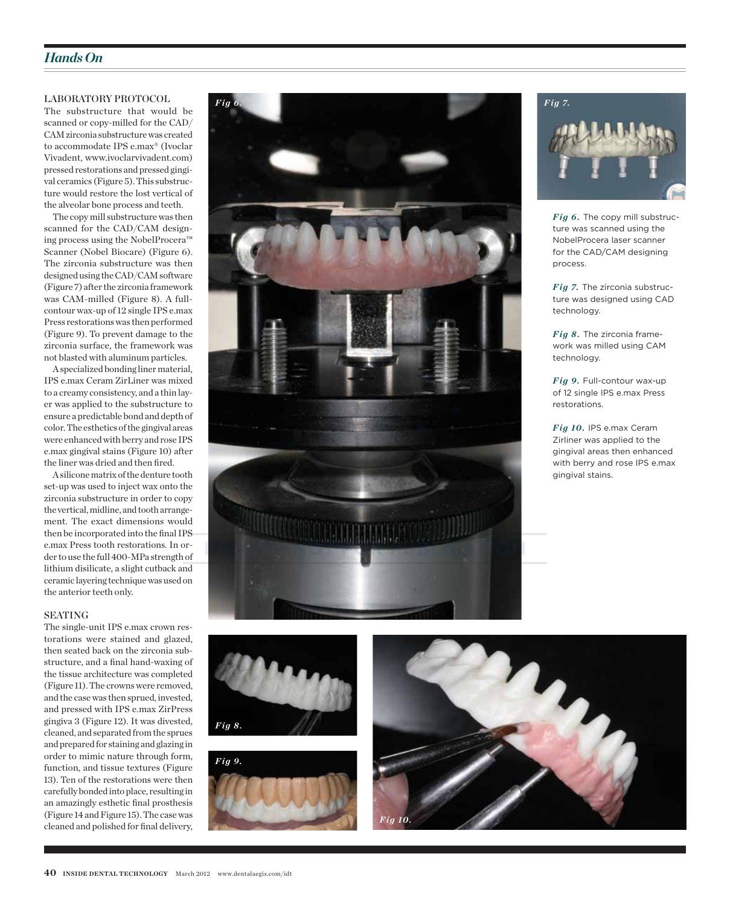## LABORATORY PROTOCOL

The substructure that would be scanned or copy-milled for the CAD/CAM zirconia substructure was created to accommodate IPS e.max® (Ivoclar Vivadent, www.ivoclarvivadent.com) pressed restorations and pressed gingival ceramics (Figure 5). This substructure would restore the lost vertical of the alveolar bone process and teeth.

The copy mill substructure was then scanned for the CAD/CAM designing process using the NobelProcera™ Scanner (Nobel Biocare) (Figure 6). The zirconia substructure was then designed using the CAD/CAM software (Figure 7) after the zirconia framework was CAM-milled (Figure 8). A full-contour wax-up of 12 single IPS e.max Press restorations was then performed (Figure 9). To prevent damage to the zirconia surface, the framework was not blasted with aluminum particles.

A specialized bonding liner material, IPS e.max Ceram ZirLiner was mixed to a creamy consistency, and a thin layer was applied to the substructure to ensure a predictable bond and depth of color. The esthetics of the gingival areas were enhanced with berry and rose IPS e.max gingival stains (Figure 10) after the liner was dried and then fired.

A silicone matrix of the denture tooth set-up was used to inject wax onto the zirconia substructure in order to copy the vertical, midline, and tooth arrangement. The exact dimensions would then be incorporated into the final IPS e.max Press tooth restorations. In order to use the full 400-MPa strength of lithium disilicate, a slight cutback and ceramic layering technique was used on the anterior teeth only.

## SEATING

The single-unit IPS e.max crown restorations were stained and glazed, then seated back on the zirconia substructure, and a final hand-waxing of the tissue architecture was completed (Figure 11). The crowns were removed, and the case was then sprued, invested, and pressed with IPS e.max ZirPress gingiva 3 (Figure 12). It was divested, cleaned, and separated from the sprues and prepared for staining and glazing in order to mimic nature through form, function, and tissue textures (Figure 13). Ten of the restorations were then carefully bonded into place, resulting in an amazingly esthetic final prosthesis (Figure 14 and Figure 15). The case was cleaned and polished for final delivery,

*Fig 6.* The copy mill substructure was scanned using the NobelProcera laser scanner for the CAD/CAM designing process.

*Fig 7.* The zirconia substructure was designed using CAD technology.

*Fig 8.* The zirconia framework was milled using CAM technology.

*Fig 9.* Full-contour wax-up of 12 single IPS e.max Press restorations.

*Fig 10.* IPS e.max Ceram Zirliner was applied to the gingival areas then enhanced with berry and rose IPS e.max gingival stains.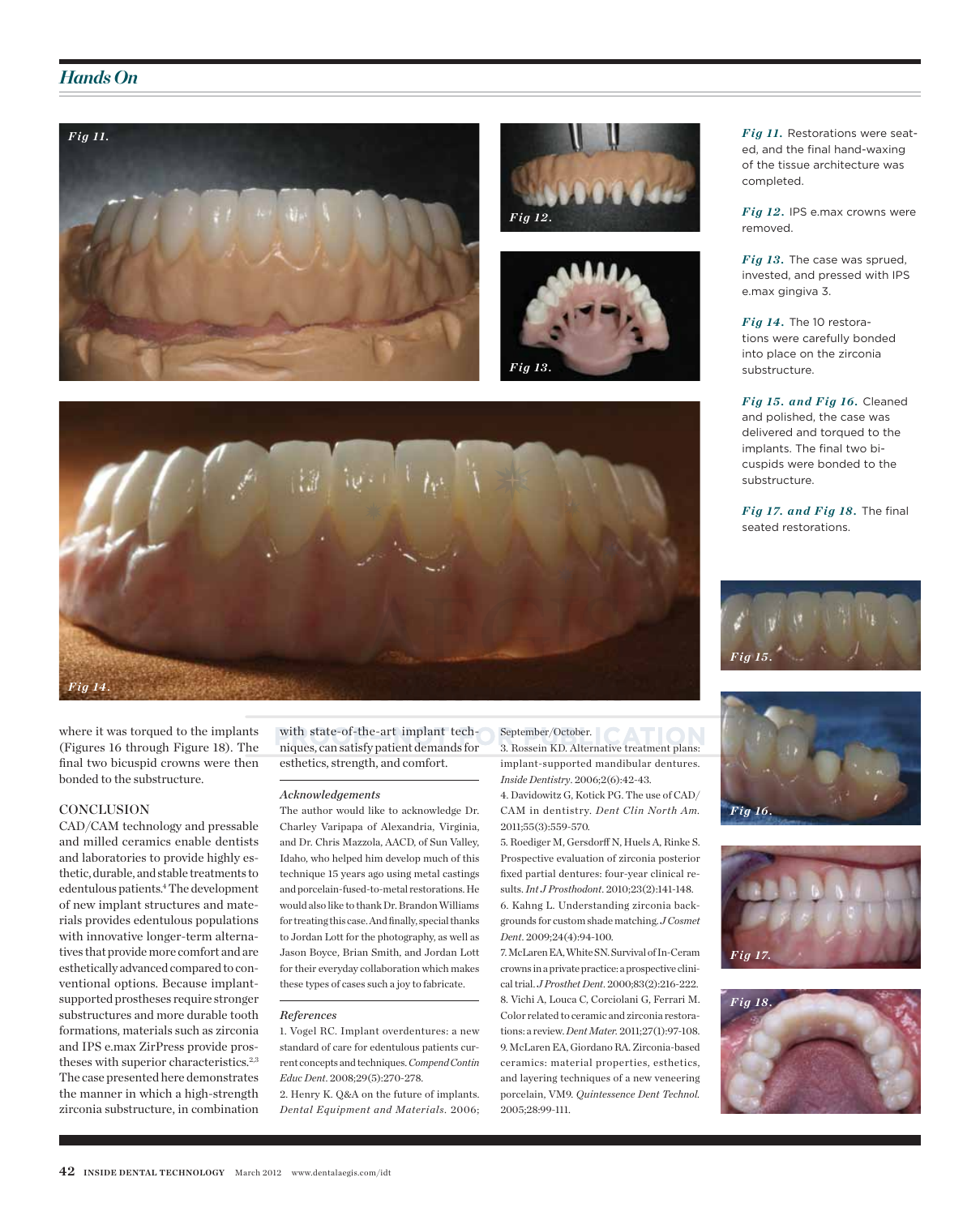Fig 11. Restorations were seated, and the final hand-waxing of the tissue architecture was completed.

Fig 12. IPS e.max crowns were removed.

Fig 13. The case was sprued, invested, and pressed with IPS e.max gingiva 3.

Fig 14. The 10 restorations were carefully bonded into place on the zirconia substructure.

Fig 15. and Fig 16. Cleaned and polished, the case was delivered and torqued to the implants. The final two bicuspids were bonded to the substructure.

Fig 17. and Fig 18. The final seated restorations.

where it was torqued to the implants (Figures 16 through Figure 18). The final two bicuspid crowns were then bonded to the substructure.

## CONCLUSION

CAD/CAM technology and pressable and milled ceramics enable dentists and laboratories to provide highly esthetic, durable, and stable treatments to edentulous patients.[4] The development of new implant structures and materials provides edentulous populations with innovative longer-term alternatives that provide more comfort and are esthetically advanced compared to conventional options. Because implant-supported prostheses require stronger substructures and more durable tooth formations, materials such as zirconia and IPS e.max ZirPress provide prostheses with superior characteristics.[2,3] The case presented here demonstrates the manner in which a high-strength zirconia substructure, in combination with state-of-the-art implant techniques, can satisfy patient demands for esthetics, strength, and comfort.

### Acknowledgements

The author would like to acknowledge Dr. Charley Varipapa of Alexandria, Virginia, and Dr. Chris Mazzola, AACD, of Sun Valley, Idaho, who helped him develop much of this technique 15 years ago using metal castings and porcelain-fused-to-metal restorations. He would also like to thank Dr. Brandon Williams for treating this case. And finally, special thanks to Jordan Lott for the photography, as well as Jason Boyce, Brian Smith, and Jordan Lott for their everyday collaboration which makes these types of cases such a joy to fabricate.

### References

1. Vogel RC. Implant overdentures: a new standard of care for edentulous patients current concepts and techniques. *Compend Contin Educ Dent*. 2008;29(5):270-278.
2. Henry K. Q&A on the future of implants. *Dental Equipment and Materials*. 2006; September/October.
3. Rossein KD. Alternative treatment plans: implant-supported mandibular dentures. *Inside Dentistry*. 2006;2(6):42-43.
4. Davidowitz G, Kotick PG. The use of CAD/CAM in dentistry. *Dent Clin North Am*. 2011;55(3):559-570.
5. Roediger M, Gersdorff N, Huels A, Rinke S. Prospective evaluation of zirconia posterior fixed partial dentures: four-year clinical results. *Int J Prosthodont*. 2010;23(2):141-148.
6. Kahng L. Understanding zirconia backgrounds for custom shade matching. *J Cosmet Dent*. 2009;24(4):94-100.
7. McLaren EA, White SN. Survival of In-Ceram crowns in a private practice: a prospective clinical trial. *J Prosthet Dent*. 2000;83(2):216-222.
8. Vichi A, Louca C, Corciolani G, Ferrari M. Color related to ceramic and zirconia restorations: a review. *Dent Mater*. 2011;27(1):97-108.
9. McLaren EA, Giordano RA. Zirconia-based ceramics: material properties, esthetics, and layering techniques of a new veneering porcelain, VM9. *Quintessence Dent Technol*. 2005;28:99-111.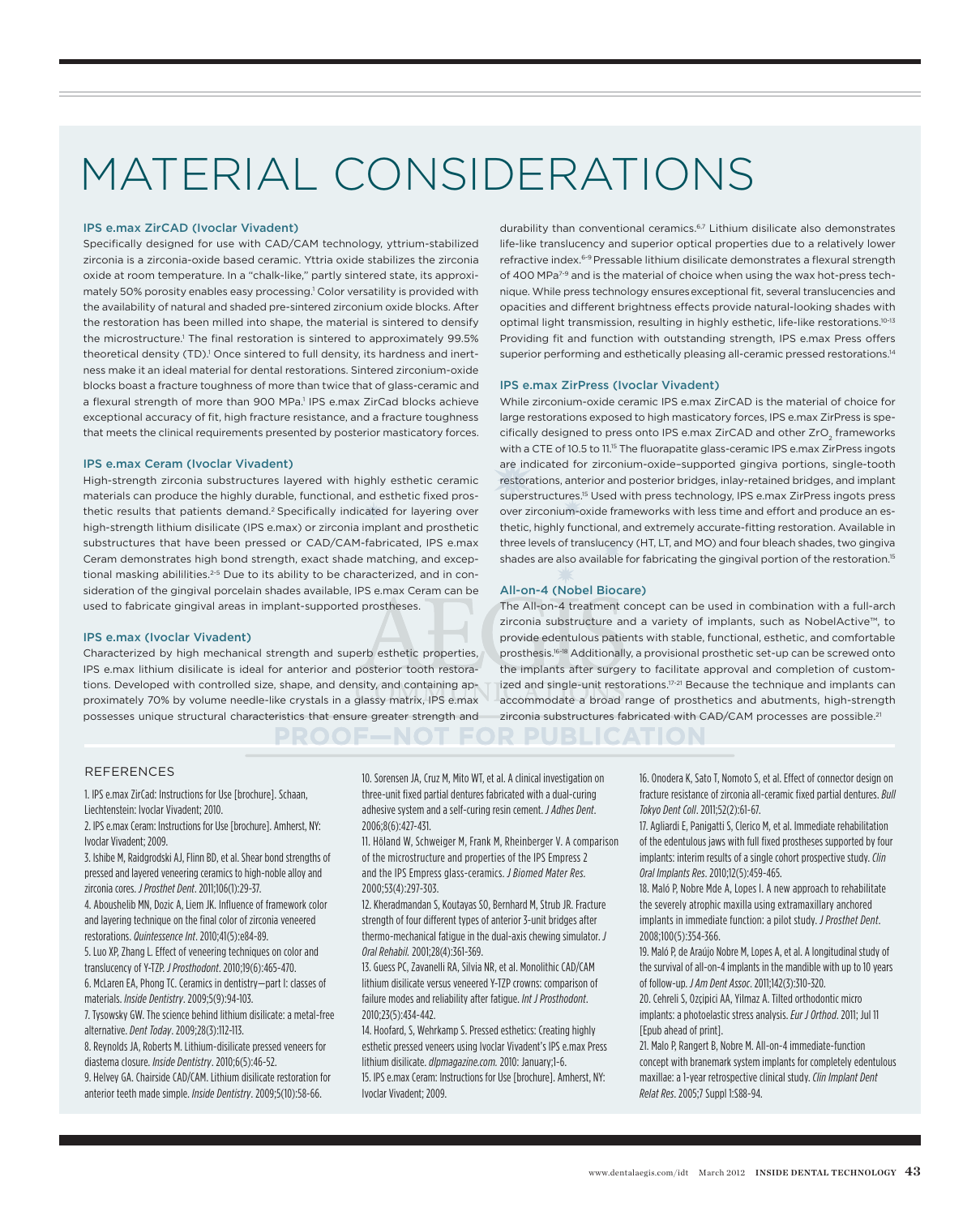# MATERIAL CONSIDERATIONS

### IPS e.max ZirCAD (Ivoclar Vivadent)

Specifically designed for use with CAD/CAM technology, yttrium-stabilized zirconia is a zirconia-oxide based ceramic. Yttria oxide stabilizes the zirconia oxide at room temperature. In a "chalk-like," partly sintered state, its approximately 50% porosity enables easy processing.[1] Color versatility is provided with the availability of natural and shaded pre-sintered zirconium oxide blocks. After the restoration has been milled into shape, the material is sintered to densify the microstructure.[1] The final restoration is sintered to approximately 99.5% theoretical density (TD).[1] Once sintered to full density, its hardness and inertness make it an ideal material for dental restorations. Sintered zirconium-oxide blocks boast a fracture toughness of more than twice that of glass-ceramic and a flexural strength of more than 900 MPa.[1] IPS e.max ZirCad blocks achieve exceptional accuracy of fit, high fracture resistance, and a fracture toughness that meets the clinical requirements presented by posterior masticatory forces.

### IPS e.max Ceram (Ivoclar Vivadent)

High-strength zirconia substructures layered with highly esthetic ceramic materials can produce the highly durable, functional, and esthetic fixed prosthetic results that patients demand.[2] Specifically indicated for layering over high-strength lithium disilicate (IPS e.max) or zirconia implant and prosthetic substructures that have been pressed or CAD/CAM-fabricated, IPS e.max Ceram demonstrates high bond strength, exact shade matching, and exceptional masking abililities.[2-5] Due to its ability to be characterized, and in consideration of the gingival porcelain shades available, IPS e.max Ceram can be used to fabricate gingival areas in implant-supported prostheses.

### IPS e.max (Ivoclar Vivadent)

Characterized by high mechanical strength and superb esthetic properties, IPS e.max lithium disilicate is ideal for anterior and posterior tooth restorations. Developed with controlled size, shape, and density, and containing approximately 70% by volume needle-like crystals in a glassy matrix, IPS e.max possesses unique structural characteristics that ensure greater strength and durability than conventional ceramics.[6,7] Lithium disilicate also demonstrates life-like translucency and superior optical properties due to a relatively lower refractive index.[6-9] Pressable lithium disilicate demonstrates a flexural strength of 400 MPa[7-9] and is the material of choice when using the wax hot-press technique. While press technology ensures exceptional fit, several translucencies and opacities and different brightness effects provide natural-looking shades with optimal light transmission, resulting in highly esthetic, life-like restorations.[10-13] Providing fit and function with outstanding strength, IPS e.max Press offers superior performing and esthetically pleasing all-ceramic pressed restorations.[14]

### IPS e.max ZirPress (Ivoclar Vivadent)

While zirconium-oxide ceramic IPS e.max ZirCAD is the material of choice for large restorations exposed to high masticatory forces, IPS e.max ZirPress is specifically designed to press onto IPS e.max ZirCAD and other $ZrO_2$ frameworks with a CTE of 10.5 to 11.[15] The fluorapatite glass-ceramic IPS e.max ZirPress ingots are indicated for zirconium-oxide–supported gingiva portions, single-tooth restorations, anterior and posterior bridges, inlay-retained bridges, and implant superstructures.[15] Used with press technology, IPS e.max ZirPress ingots press over zirconium-oxide frameworks with less time and effort and produce an esthetic, highly functional, and extremely accurate-fitting restoration. Available in three levels of translucency (HT, LT, and MO) and four bleach shades, two gingiva shades are also available for fabricating the gingival portion of the restoration.[15]

### All-on-4 (Nobel Biocare)

The All-on-4 treatment concept can be used in combination with a full-arch zirconia substructure and a variety of implants, such as NobelActive™, to provide edentulous patients with stable, functional, esthetic, and comfortable prosthesis.[16-18] Additionally, a provisional prosthetic set-up can be screwed onto the implants after surgery to facilitate approval and completion of customized and single-unit restorations.[17-21] Because the technique and implants can accommodate a broad range of prosthetics and abutments, high-strength zirconia substructures fabricated with CAD/CAM processes are possible.[21]

PROOF—NOT FOR PUBLICATION

## REFERENCES

1. IPS e.max ZirCad: Instructions for Use [brochure]. Schaan, Liechtenstein: Ivoclar Vivadent; 2010.
2. IPS e.max Ceram: Instructions for Use [brochure]. Amherst, NY: Ivoclar Vivadent; 2009.
3. Ishibe M, Raidgrodski AJ, Flinn BD, et al. Shear bond strengths of pressed and layered veneering ceramics to high-noble alloy and zirconia cores. *J Prosthet Dent*. 2011;106(1):29-37.
4. Aboushelib MN, Dozic A, Liem JK. Influence of framework color and layering technique on the final color of zirconia veneered restorations. *Quintessence Int*. 2010;41(5):e84-89.
5. Luo XP, Zhang L. Effect of veneering techniques on color and translucency of Y-TZP. *J Prosthodont*. 2010;19(6):465-470.
6. McLaren EA, Phong TC. Ceramics in dentistry—part I: classes of materials. *Inside Dentistry*. 2009;5(9):94-103.
7. Tysowsky GW. The science behind lithium disilicate: a metal-free alternative. *Dent Today*. 2009;28(3):112-113.
8. Reynolds JA, Roberts M. Lithium-disilicate pressed veneers for diastema closure. *Inside Dentistry*. 2010;6(5):46-52.
9. Helvey GA. Chairside CAD/CAM. Lithium disilicate restoration for anterior teeth made simple. *Inside Dentistry*. 2009;5(10):58-66.
10. Sorensen JA, Cruz M, Mito WT, et al. A clinical investigation on three-unit fixed partial dentures fabricated with a dual-curing adhesive system and a self-curing resin cement. *J Adhes Dent*. 2006;8(6):427-431.
11. Höland W, Schweiger M, Frank M, Rheinberger V. A comparison of the microstructure and properties of the IPS Empress 2 and the IPS Empress glass-ceramics. *J Biomed Mater Res*. 2000;53(4):297-303.
12. Kheradmandan S, Koutayas SO, Bernhard M, Strub JR. Fracture strength of four different types of anterior 3-unit bridges after thermo-mechanical fatigue in the dual-axis chewing simulator. *J Oral Rehabil*. 2001;28(4):361-369.
13. Guess PC, Zavanelli RA, Silvia NR, et al. Monolithic CAD/CAM lithium disilicate versus veneered Y-TZP crowns: comparison of failure modes and reliability after fatigue. *Int J Prosthodont*. 2010;23(5):434-442.
14. Hoofard, S, Wehrkamp S. Pressed esthetics: Creating highly esthetic pressed veneers using Ivoclar Vivadent's IPS e.max Press lithium disilicate. *dlpmagazine.com*. 2010: January;1-6.
15. IPS e.max Ceram: Instructions for Use [brochure]. Amherst, NY: Ivoclar Vivadent; 2009.
16. Onodera K, Sato T, Nomoto S, et al. Effect of connector design on fracture resistance of zirconia all-ceramic fixed partial dentures. *Bull Tokyo Dent Coll*. 2011;52(2):61-67.
17. Agliardi E, Panigatti S, Clerico M, et al. Immediate rehabilitation of the edentulous jaws with full fixed prostheses supported by four implants: interim results of a single cohort prospective study. *Clin Oral Implants Res*. 2010;12(5):459-465.
18. Maló P, Nobre Mde A, Lopes I. A new approach to rehabilitate the severely atrophic maxilla using extramaxillary anchored implants in immediate function: a pilot study. *J Prosthet Dent*. 2008;100(5):354-366.
19. Maló P, de Araújo Nobre M, Lopes A, et al. A longitudinal study of the survival of all-on-4 implants in the mandible with up to 10 years of follow-up. *J Am Dent Assoc*. 2011;142(3):310-320.
20. Cehreli S, Ozçipici AA, Yilmaz A. Tilted orthodontic micro implants: a photoelastic stress analysis. *Eur J Orthod*. 2011; Jul 11 [Epub ahead of print].
21. Malo P, Rangert B, Nobre M. All-on-4 immediate-function concept with branemark system implants for completely edentulous maxillae: a 1-year retrospective clinical study. *Clin Implant Dent Relat Res*. 2005;7 Suppl 1:S88-94.